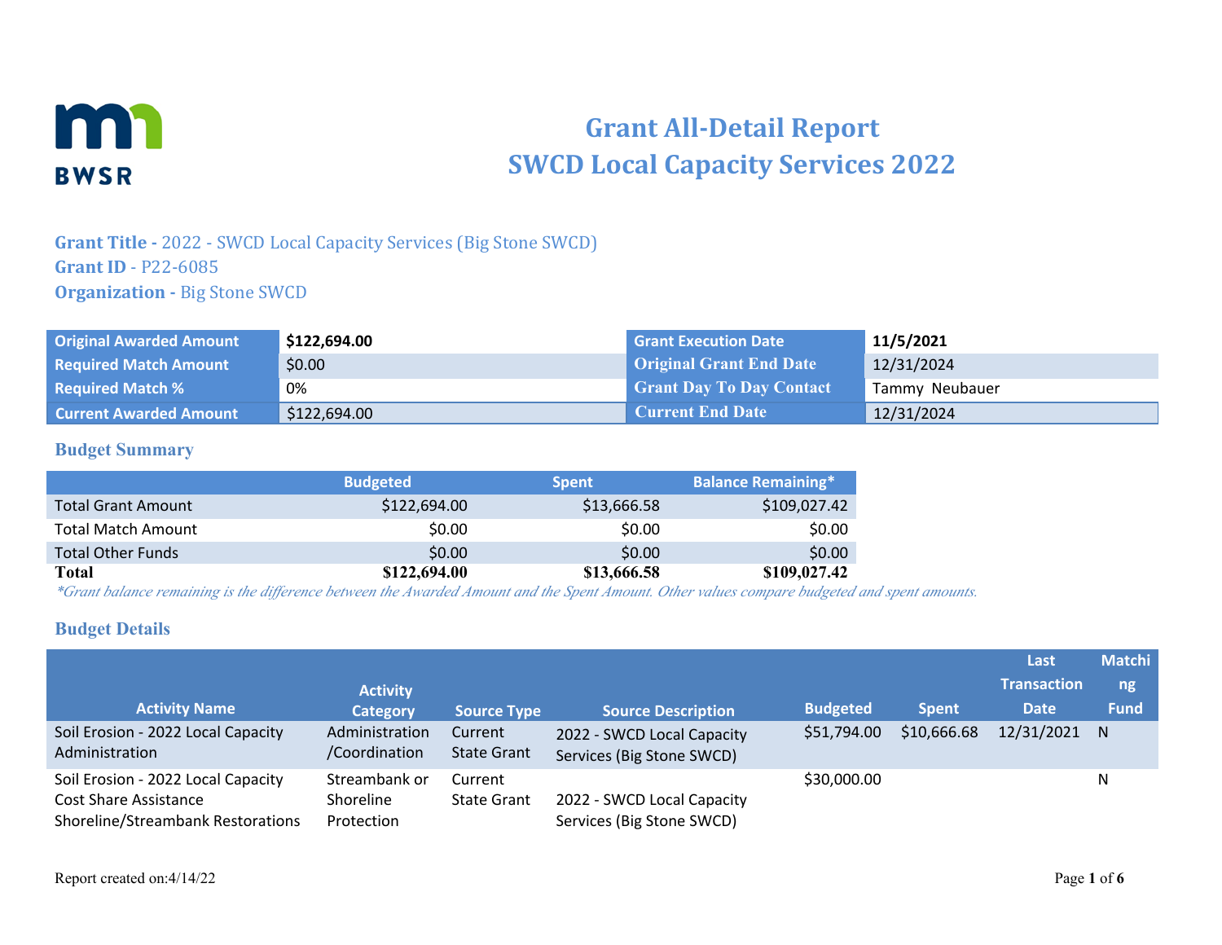# Grant All-Detail Report
# SWCD Local Capacity Services 2022

**Grant Title -** 2022 - SWCD Local Capacity Services (Big Stone SWCD)
**Grant ID** - P22-6085
**Organization -** Big Stone SWCD

| | | | |
|---|---|---|---|
| **Original Awarded Amount** | **$122,694.00** | **Grant Execution Date** | **11/5/2021** |
| **Required Match Amount** | $0.00 | **Original Grant End Date** | 12/31/2024 |
| **Required Match %** | 0% | **Grant Day To Day Contact** | Tammy Neubauer |
| **Current Awarded Amount** | $122,694.00 | **Current End Date** | 12/31/2024 |

## Budget Summary

| | Budgeted | Spent | Balance Remaining* |
|---|---|---|---|
| Total Grant Amount | $122,694.00 | $13,666.58 | $109,027.42 |
| Total Match Amount | $0.00 | $0.00 | $0.00 |
| Total Other Funds | $0.00 | $0.00 | $0.00 |
| **Total** | **$122,694.00** | **$13,666.58** | **$109,027.42** |

*\*Grant balance remaining is the difference between the Awarded Amount and the Spent Amount. Other values compare budgeted and spent amounts.*

## Budget Details

| Activity Name | Activity Category | Source Type | Source Description | Budgeted | Spent | Last Transaction Date | Matching Fund |
|---|---|---|---|---|---|---|---|
| Soil Erosion - 2022 Local Capacity Administration | Administration /Coordination | Current State Grant | 2022 - SWCD Local Capacity Services (Big Stone SWCD) | $51,794.00 | $10,666.68 | 12/31/2021 | N |
| Soil Erosion - 2022 Local Capacity Cost Share Assistance Shoreline/Streambank Restorations | Streambank or Shoreline Protection | Current State Grant | 2022 - SWCD Local Capacity Services (Big Stone SWCD) | $30,000.00 | | | N |

Report created on:4/14/22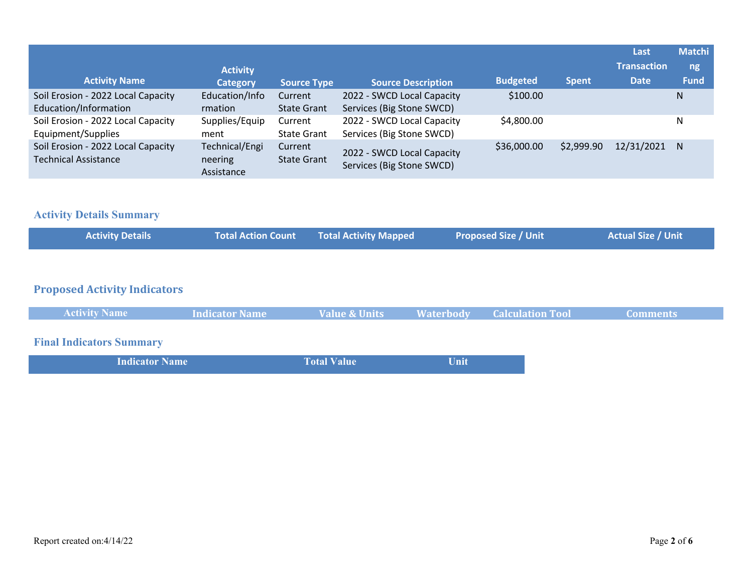| Activity Name | Activity Category | Source Type | Source Description | Budgeted | Spent | Last Transaction Date | Matching Fund |
|---|---|---|---|---|---|---|---|
| Soil Erosion - 2022 Local Capacity Education/Information | Education/Information | Current State Grant | 2022 - SWCD Local Capacity Services (Big Stone SWCD) | $100.00 | | | N |
| Soil Erosion - 2022 Local Capacity Equipment/Supplies | Supplies/Equipment | Current State Grant | 2022 - SWCD Local Capacity Services (Big Stone SWCD) | $4,800.00 | | | N |
| Soil Erosion - 2022 Local Capacity Technical Assistance | Technical/Engineering Assistance | Current State Grant | 2022 - SWCD Local Capacity Services (Big Stone SWCD) | $36,000.00 | $2,999.90 | 12/31/2021 | N |

## Activity Details Summary

| Activity Details | Total Action Count | Total Activity Mapped | Proposed Size / Unit | Actual Size / Unit |
|---|---|---|---|---|

## Proposed Activity Indicators

| Activity Name | Indicator Name | Value & Units | Waterbody | Calculation Tool | Comments |
|---|---|---|---|---|---|

## Final Indicators Summary

| Indicator Name | Total Value | Unit |
|---|---|---|

Report created on:4/14/22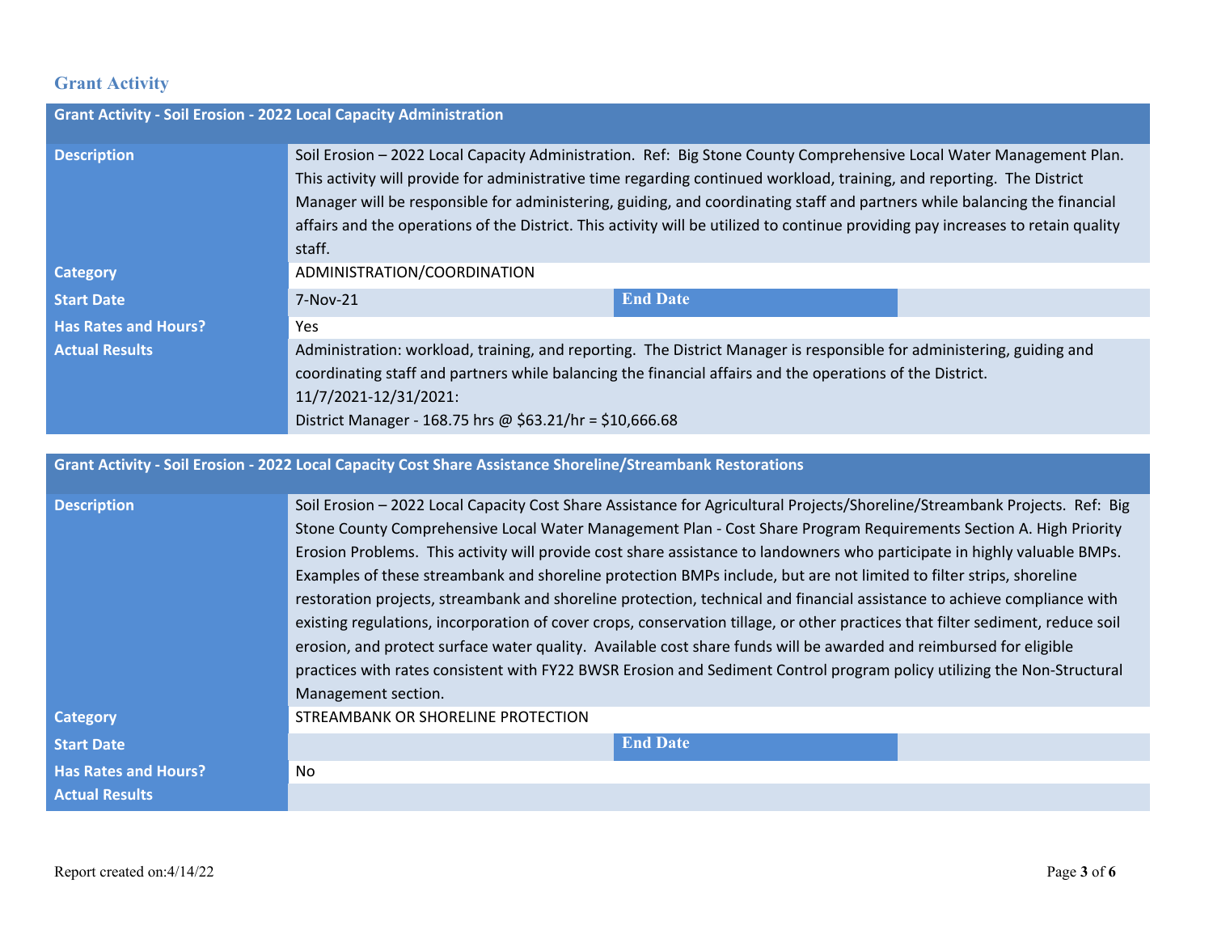## Grant Activity

| Grant Activity - Soil Erosion - 2022 Local Capacity Administration | | | |
|---|---|---|---|
| **Description** | Soil Erosion – 2022 Local Capacity Administration. Ref: Big Stone County Comprehensive Local Water Management Plan. This activity will provide for administrative time regarding continued workload, training, and reporting. The District Manager will be responsible for administering, guiding, and coordinating staff and partners while balancing the financial affairs and the operations of the District. This activity will be utilized to continue providing pay increases to retain quality staff. | | |
| **Category** | ADMINISTRATION/COORDINATION | | |
| **Start Date** | 7-Nov-21 | **End Date** | |
| **Has Rates and Hours?** | Yes | | |
| **Actual Results** | Administration: workload, training, and reporting. The District Manager is responsible for administering, guiding and coordinating staff and partners while balancing the financial affairs and the operations of the District.<br>11/7/2021-12/31/2021:<br>District Manager - 168.75 hrs @ $63.21/hr = $10,666.68 | | |

| Grant Activity - Soil Erosion - 2022 Local Capacity Cost Share Assistance Shoreline/Streambank Restorations | | | |
|---|---|---|---|
| **Description** | Soil Erosion – 2022 Local Capacity Cost Share Assistance for Agricultural Projects/Shoreline/Streambank Projects. Ref: Big Stone County Comprehensive Local Water Management Plan - Cost Share Program Requirements Section A. High Priority Erosion Problems. This activity will provide cost share assistance to landowners who participate in highly valuable BMPs. Examples of these streambank and shoreline protection BMPs include, but are not limited to filter strips, shoreline restoration projects, streambank and shoreline protection, technical and financial assistance to achieve compliance with existing regulations, incorporation of cover crops, conservation tillage, or other practices that filter sediment, reduce soil erosion, and protect surface water quality. Available cost share funds will be awarded and reimbursed for eligible practices with rates consistent with FY22 BWSR Erosion and Sediment Control program policy utilizing the Non-Structural Management section. | | |
| **Category** | STREAMBANK OR SHORELINE PROTECTION | | |
| **Start Date** | | **End Date** | |
| **Has Rates and Hours?** | No | | |
| **Actual Results** | | | |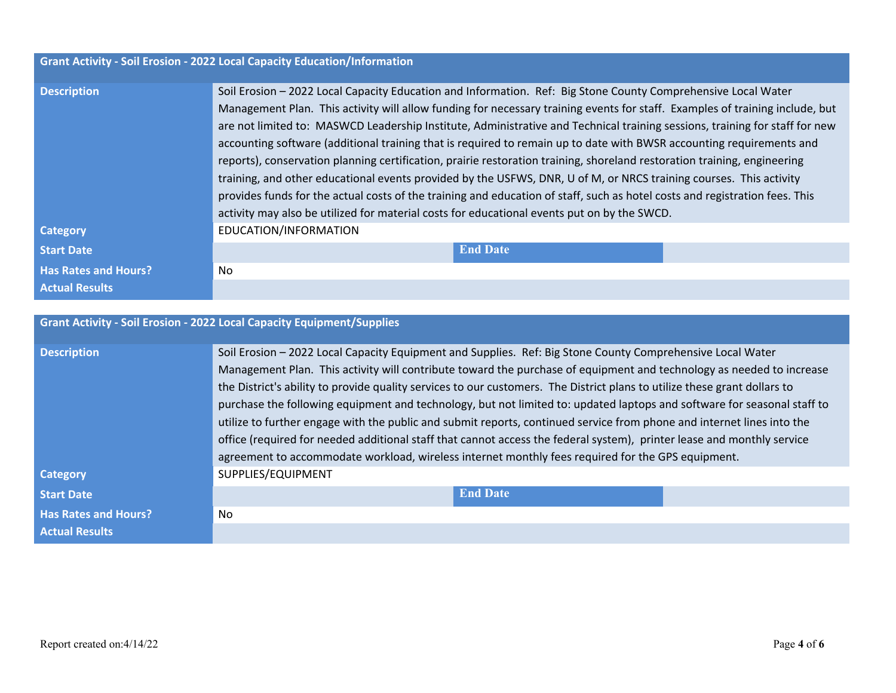| Grant Activity - Soil Erosion - 2022 Local Capacity Education/Information | | | |
|---|---|---|---|
| Description | Soil Erosion – 2022 Local Capacity Education and Information. Ref: Big Stone County Comprehensive Local Water Management Plan. This activity will allow funding for necessary training events for staff. Examples of training include, but are not limited to: MASWCD Leadership Institute, Administrative and Technical training sessions, training for staff for new accounting software (additional training that is required to remain up to date with BWSR accounting requirements and reports), conservation planning certification, prairie restoration training, shoreland restoration training, engineering training, and other educational events provided by the USFWS, DNR, U of M, or NRCS training courses. This activity provides funds for the actual costs of the training and education of staff, such as hotel costs and registration fees. This activity may also be utilized for material costs for educational events put on by the SWCD. | | |
| Category | EDUCATION/INFORMATION | | |
| Start Date | | End Date | |
| Has Rates and Hours? | No | | |
| Actual Results | | | |

| Grant Activity - Soil Erosion - 2022 Local Capacity Equipment/Supplies | | | |
|---|---|---|---|
| Description | Soil Erosion – 2022 Local Capacity Equipment and Supplies. Ref: Big Stone County Comprehensive Local Water Management Plan. This activity will contribute toward the purchase of equipment and technology as needed to increase the District's ability to provide quality services to our customers. The District plans to utilize these grant dollars to purchase the following equipment and technology, but not limited to: updated laptops and software for seasonal staff to utilize to further engage with the public and submit reports, continued service from phone and internet lines into the office (required for needed additional staff that cannot access the federal system), printer lease and monthly service agreement to accommodate workload, wireless internet monthly fees required for the GPS equipment. | | |
| Category | SUPPLIES/EQUIPMENT | | |
| Start Date | | End Date | |
| Has Rates and Hours? | No | | |
| Actual Results | | | |

Report created on:4/14/22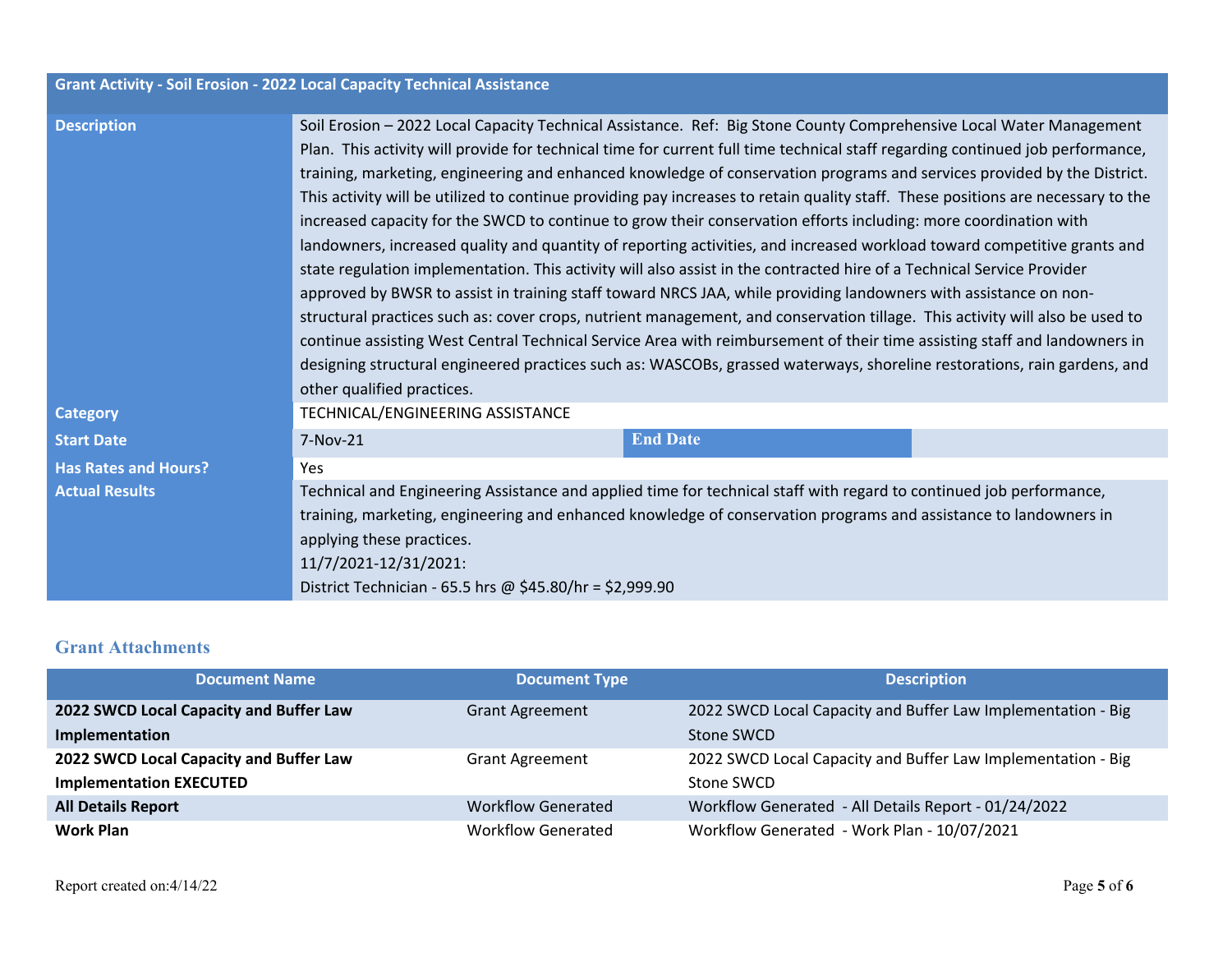| Grant Activity - Soil Erosion - 2022 Local Capacity Technical Assistance | | | |
|---|---|---|---|
| **Description** | Soil Erosion – 2022 Local Capacity Technical Assistance. Ref: Big Stone County Comprehensive Local Water Management Plan. This activity will provide for technical time for current full time technical staff regarding continued job performance, training, marketing, engineering and enhanced knowledge of conservation programs and services provided by the District. This activity will be utilized to continue providing pay increases to retain quality staff. These positions are necessary to the increased capacity for the SWCD to continue to grow their conservation efforts including: more coordination with landowners, increased quality and quantity of reporting activities, and increased workload toward competitive grants and state regulation implementation. This activity will also assist in the contracted hire of a Technical Service Provider approved by BWSR to assist in training staff toward NRCS JAA, while providing landowners with assistance on non-structural practices such as: cover crops, nutrient management, and conservation tillage. This activity will also be used to continue assisting West Central Technical Service Area with reimbursement of their time assisting staff and landowners in designing structural engineered practices such as: WASCOBs, grassed waterways, shoreline restorations, rain gardens, and other qualified practices. | | |
| **Category** | TECHNICAL/ENGINEERING ASSISTANCE | | |
| **Start Date** | 7-Nov-21 | **End Date** | |
| **Has Rates and Hours?** | Yes | | |
| **Actual Results** | Technical and Engineering Assistance and applied time for technical staff with regard to continued job performance, training, marketing, engineering and enhanced knowledge of conservation programs and assistance to landowners in applying these practices.<br>11/7/2021-12/31/2021:<br>District Technician - 65.5 hrs @ $45.80/hr = $2,999.90 | | |

## Grant Attachments

| Document Name | Document Type | Description |
|---|---|---|
| **2022 SWCD Local Capacity and Buffer Law Implementation** | Grant Agreement | 2022 SWCD Local Capacity and Buffer Law Implementation - Big Stone SWCD |
| **2022 SWCD Local Capacity and Buffer Law Implementation EXECUTED** | Grant Agreement | 2022 SWCD Local Capacity and Buffer Law Implementation - Big Stone SWCD |
| **All Details Report** | Workflow Generated | Workflow Generated - All Details Report - 01/24/2022 |
| **Work Plan** | Workflow Generated | Workflow Generated - Work Plan - 10/07/2021 |

Report created on:4/14/22